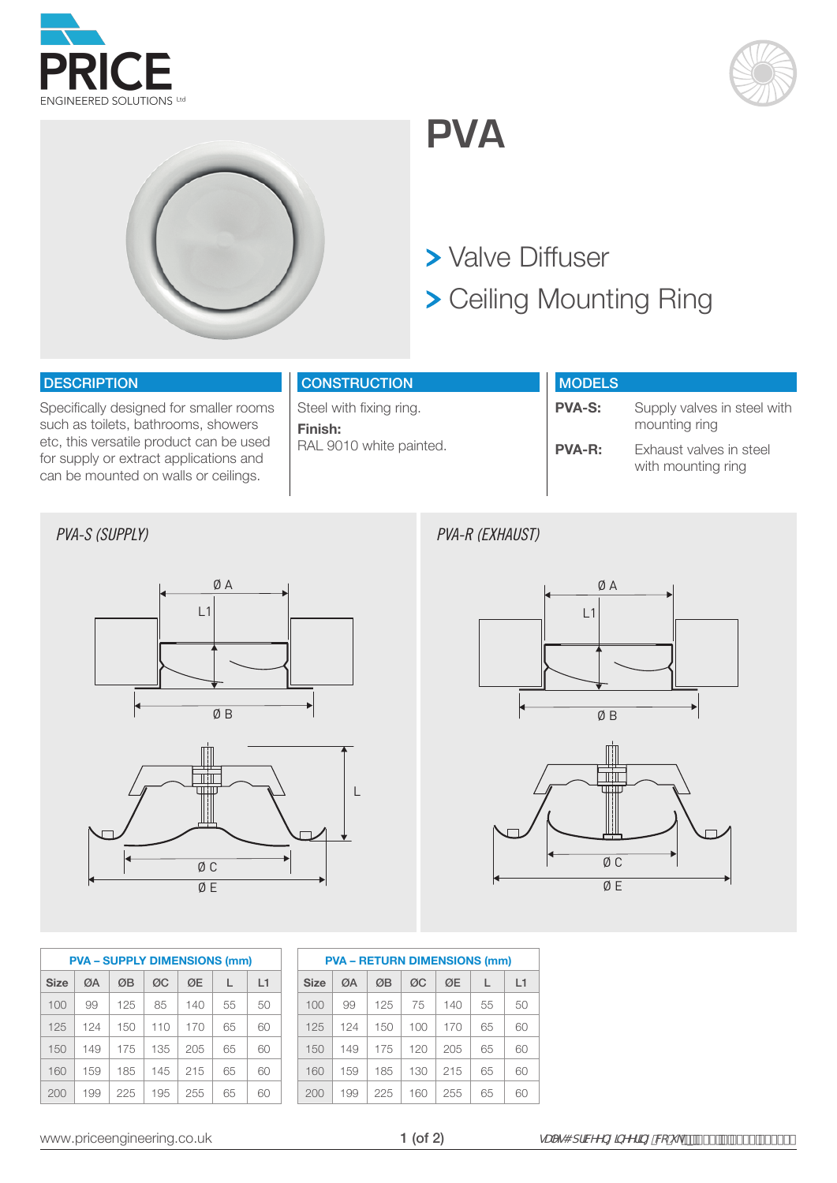PRICE
ENGINEERED SOLUTIONS Ltd

# PVA

> Valve Diffuser
> Ceiling Mounting Ring

## DESCRIPTION

Specifically designed for smaller rooms such as toilets, bathrooms, showers etc, this versatile product can be used for supply or extract applications and can be mounted on walls or ceilings.

## CONSTRUCTION

Steel with fixing ring.

**Finish:**
RAL 9010 white painted.

## MODELS

**PVA-S:** Supply valves in steel with mounting ring

**PVA-R:** Exhaust valves in steel with mounting ring

*PVA-S (SUPPLY)*

*PVA-R (EXHAUST)*

**PVA – SUPPLY DIMENSIONS (mm)**

| Size | ØA | ØB | ØC | ØE | L | L1 |
|---|---|---|---|---|---|---|
| 100 | 99 | 125 | 85 | 140 | 55 | 50 |
| 125 | 124 | 150 | 110 | 170 | 65 | 60 |
| 150 | 149 | 175 | 135 | 205 | 65 | 60 |
| 160 | 159 | 185 | 145 | 215 | 65 | 60 |
| 200 | 199 | 225 | 195 | 255 | 65 | 60 |

**PVA – RETURN DIMENSIONS (mm)**

| Size | ØA | ØB | ØC | ØE | L | L1 |
|---|---|---|---|---|---|---|
| 100 | 99 | 125 | 75 | 140 | 55 | 50 |
| 125 | 124 | 150 | 100 | 170 | 65 | 60 |
| 150 | 149 | 175 | 120 | 205 | 65 | 60 |
| 160 | 159 | 185 | 130 | 215 | 65 | 60 |
| 200 | 199 | 225 | 160 | 255 | 65 | 60 |

www.priceengineering.co.uk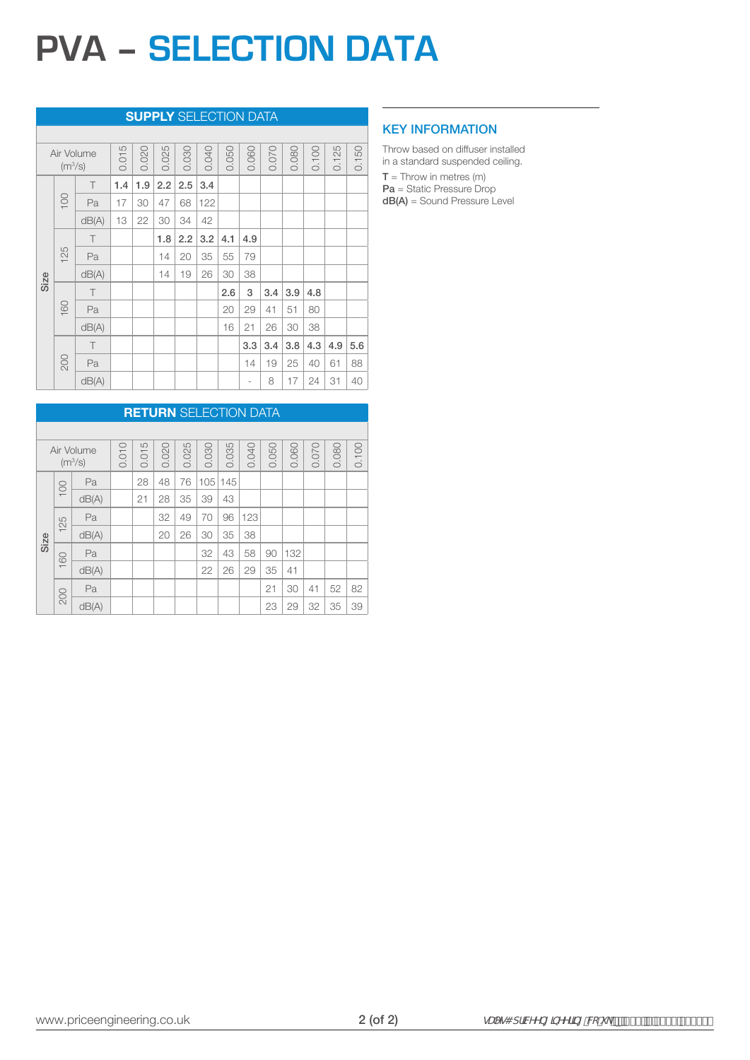# PVA – SELECTION DATA

**SUPPLY** SELECTION DATA

| Size | | Air Volume (m³/s) | 0.015 | 0.020 | 0.025 | 0.030 | 0.040 | 0.050 | 0.060 | 0.070 | 0.080 | 0.100 | 0.125 | 0.150 |
|---|---|---|---|---|---|---|---|---|---|---|---|---|---|---|
| Size | 100 | T | **1.4** | **1.9** | **2.2** | **2.5** | **3.4** | | | | | | | |
| | | Pa | 17 | 30 | 47 | 68 | 122 | | | | | | | |
| | | dB(A) | 13 | 22 | 30 | 34 | 42 | | | | | | | |
| | 125 | T | | | **1.8** | **2.2** | **3.2** | **4.1** | **4.9** | | | | | |
| | | Pa | | | 14 | 20 | 35 | 55 | 79 | | | | | |
| | | dB(A) | | | 14 | 19 | 26 | 30 | 38 | | | | | |
| | 160 | T | | | | | | **2.6** | **3** | **3.4** | **3.9** | **4.8** | | |
| | | Pa | | | | | | 20 | 29 | 41 | 51 | 80 | | |
| | | dB(A) | | | | | | 16 | 21 | 26 | 30 | 38 | | |
| | 200 | T | | | | | | | **3.3** | **3.4** | **3.8** | **4.3** | **4.9** | **5.6** |
| | | Pa | | | | | | | 14 | 19 | 25 | 40 | 61 | 88 |
| | | dB(A) | | | | | | | - | 8 | 17 | 24 | 31 | 40 |

**RETURN** SELECTION DATA

| Size | | Air Volume (m³/s) | 0.010 | 0.015 | 0.020 | 0.025 | 0.030 | 0.035 | 0.040 | 0.050 | 0.060 | 0.070 | 0.080 | 0.100 |
|---|---|---|---|---|---|---|---|---|---|---|---|---|---|---|
| Size | 100 | Pa | | 28 | 48 | 76 | 105 | 145 | | | | | | |
| | | dB(A) | | 21 | 28 | 35 | 39 | 43 | | | | | | |
| | 125 | Pa | | | 32 | 49 | 70 | 96 | 123 | | | | | |
| | | dB(A) | | | 20 | 26 | 30 | 35 | 38 | | | | | |
| | 160 | Pa | | | | | 32 | 43 | 58 | 90 | 132 | | | |
| | | dB(A) | | | | | 22 | 26 | 29 | 35 | 41 | | | |
| | 200 | Pa | | | | | | | | 21 | 30 | 41 | 52 | 82 |
| | | dB(A) | | | | | | | | 23 | 29 | 32 | 35 | 39 |

## KEY INFORMATION

Throw based on diffuser installed in a standard suspended ceiling.

**T** = Throw in metres (m)
**Pa** = Static Pressure Drop
**dB(A)** = Sound Pressure Level

www.priceengineering.co.uk